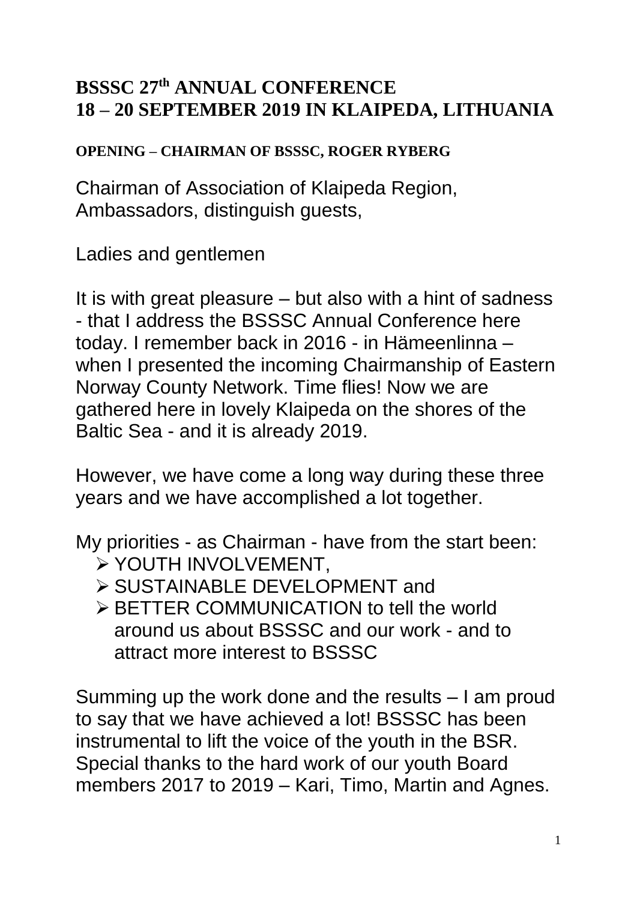# BSSSC 27th ANNUAL CONFERENCE
# 18 – 20 SEPTEMBER 2019 IN KLAIPEDA, LITHUANIA

### OPENING – CHAIRMAN OF BSSSC, ROGER RYBERG

Chairman of Association of Klaipeda Region, Ambassadors, distinguish guests,

Ladies and gentlemen

It is with great pleasure – but also with a hint of sadness - that I address the BSSSC Annual Conference here today. I remember back in 2016 - in Hämeenlinna – when I presented the incoming Chairmanship of Eastern Norway County Network. Time flies! Now we are gathered here in lovely Klaipeda on the shores of the Baltic Sea - and it is already 2019.

However, we have come a long way during these three years and we have accomplished a lot together.

My priorities - as Chairman - have from the start been:

- YOUTH INVOLVEMENT,
- SUSTAINABLE DEVELOPMENT and
- BETTER COMMUNICATION to tell the world around us about BSSSC and our work - and to attract more interest to BSSSC

Summing up the work done and the results – I am proud to say that we have achieved a lot! BSSSC has been instrumental to lift the voice of the youth in the BSR. Special thanks to the hard work of our youth Board members 2017 to 2019 – Kari, Timo, Martin and Agnes.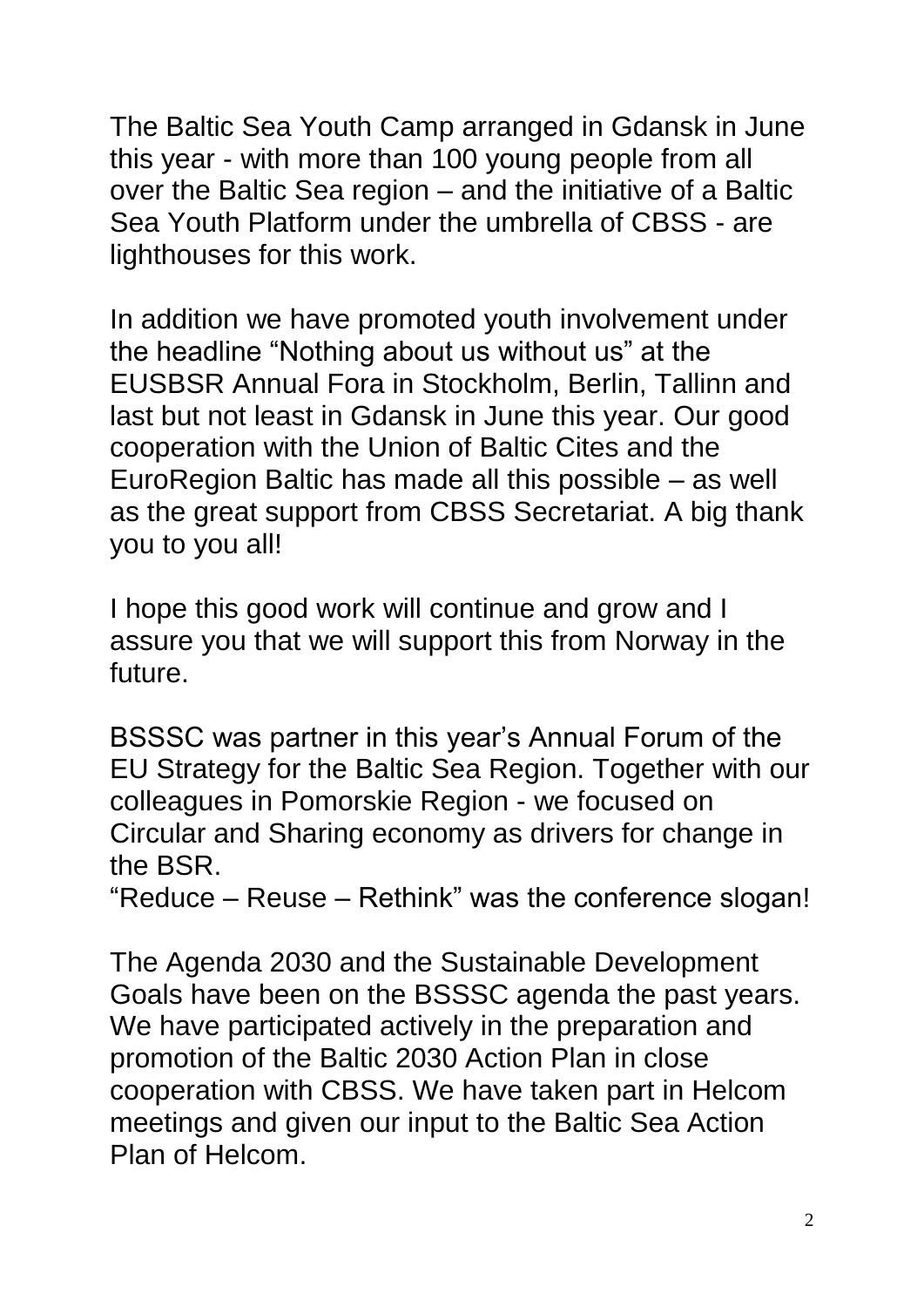The Baltic Sea Youth Camp arranged in Gdansk in June this year - with more than 100 young people from all over the Baltic Sea region – and the initiative of a Baltic Sea Youth Platform under the umbrella of CBSS - are lighthouses for this work.

In addition we have promoted youth involvement under the headline "Nothing about us without us" at the EUSBSR Annual Fora in Stockholm, Berlin, Tallinn and last but not least in Gdansk in June this year. Our good cooperation with the Union of Baltic Cites and the EuroRegion Baltic has made all this possible – as well as the great support from CBSS Secretariat. A big thank you to you all!

I hope this good work will continue and grow and I assure you that we will support this from Norway in the future.

BSSSC was partner in this year's Annual Forum of the EU Strategy for the Baltic Sea Region. Together with our colleagues in Pomorskie Region - we focused on Circular and Sharing economy as drivers for change in the BSR.
"Reduce – Reuse – Rethink" was the conference slogan!

The Agenda 2030 and the Sustainable Development Goals have been on the BSSSC agenda the past years. We have participated actively in the preparation and promotion of the Baltic 2030 Action Plan in close cooperation with CBSS. We have taken part in Helcom meetings and given our input to the Baltic Sea Action Plan of Helcom.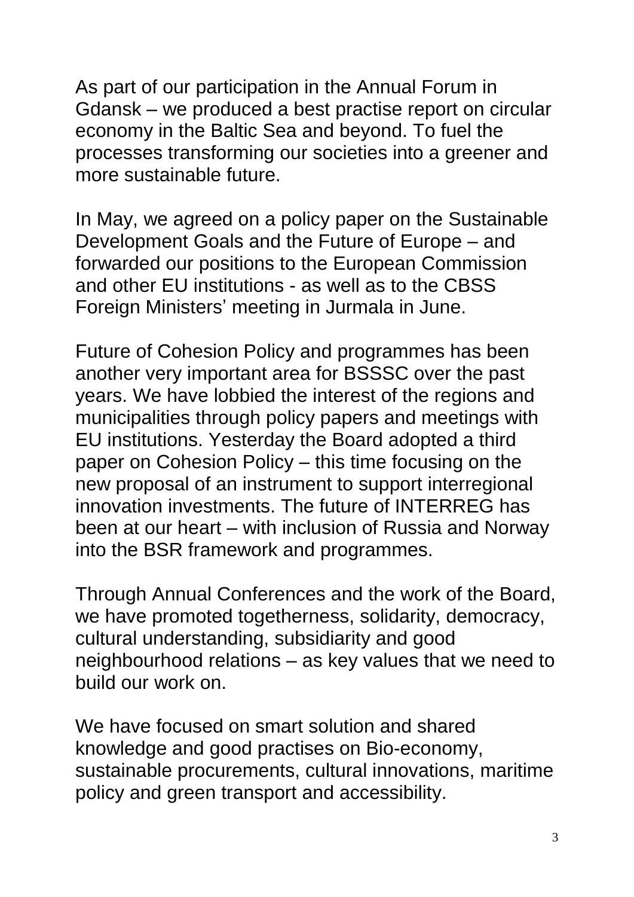As part of our participation in the Annual Forum in Gdansk – we produced a best practise report on circular economy in the Baltic Sea and beyond. To fuel the processes transforming our societies into a greener and more sustainable future.

In May, we agreed on a policy paper on the Sustainable Development Goals and the Future of Europe – and forwarded our positions to the European Commission and other EU institutions - as well as to the CBSS Foreign Ministers' meeting in Jurmala in June.

Future of Cohesion Policy and programmes has been another very important area for BSSSC over the past years. We have lobbied the interest of the regions and municipalities through policy papers and meetings with EU institutions. Yesterday the Board adopted a third paper on Cohesion Policy – this time focusing on the new proposal of an instrument to support interregional innovation investments. The future of INTERREG has been at our heart – with inclusion of Russia and Norway into the BSR framework and programmes.

Through Annual Conferences and the work of the Board, we have promoted togetherness, solidarity, democracy, cultural understanding, subsidiarity and good neighbourhood relations – as key values that we need to build our work on.

We have focused on smart solution and shared knowledge and good practises on Bio-economy, sustainable procurements, cultural innovations, maritime policy and green transport and accessibility.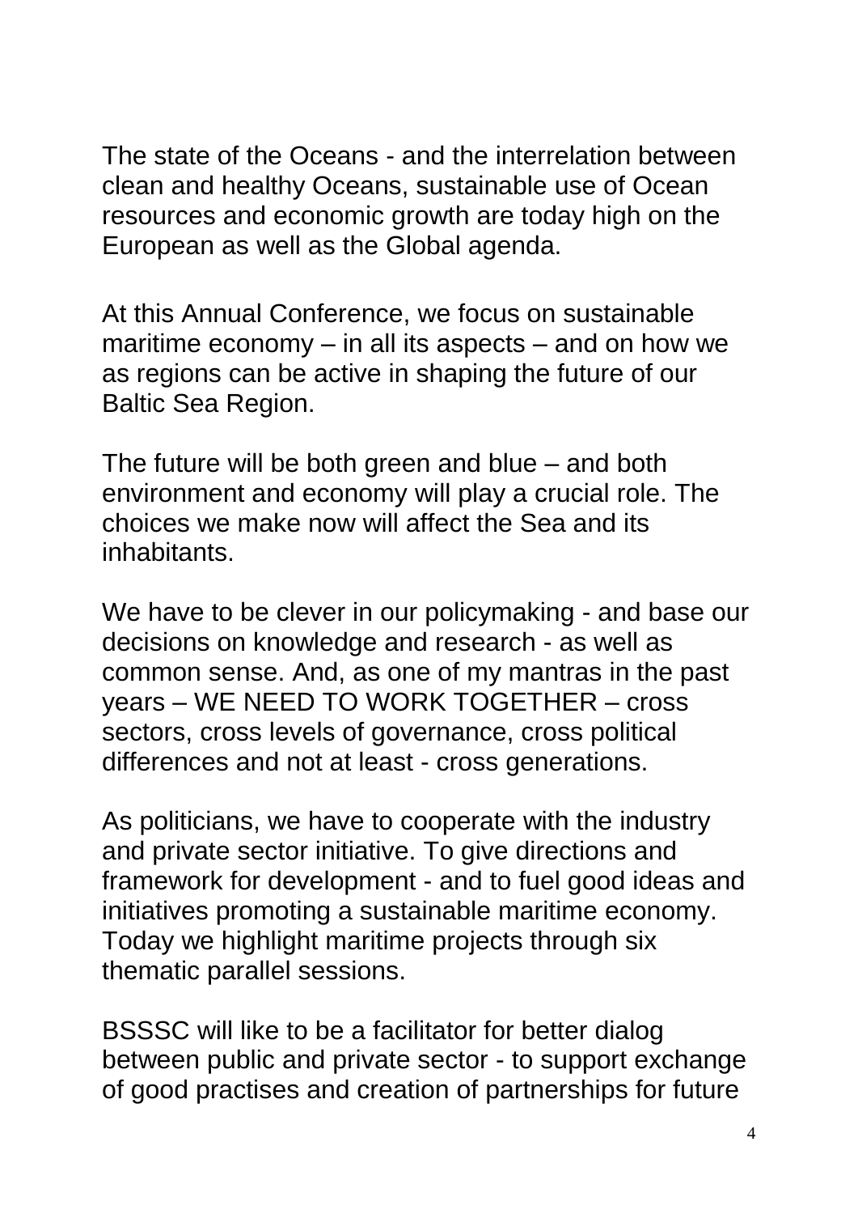The state of the Oceans - and the interrelation between clean and healthy Oceans, sustainable use of Ocean resources and economic growth are today high on the European as well as the Global agenda.

At this Annual Conference, we focus on sustainable maritime economy – in all its aspects – and on how we as regions can be active in shaping the future of our Baltic Sea Region.

The future will be both green and blue – and both environment and economy will play a crucial role. The choices we make now will affect the Sea and its inhabitants.

We have to be clever in our policymaking - and base our decisions on knowledge and research - as well as common sense. And, as one of my mantras in the past years – WE NEED TO WORK TOGETHER – cross sectors, cross levels of governance, cross political differences and not at least - cross generations.

As politicians, we have to cooperate with the industry and private sector initiative. To give directions and framework for development - and to fuel good ideas and initiatives promoting a sustainable maritime economy. Today we highlight maritime projects through six thematic parallel sessions.

BSSSC will like to be a facilitator for better dialog between public and private sector - to support exchange of good practises and creation of partnerships for future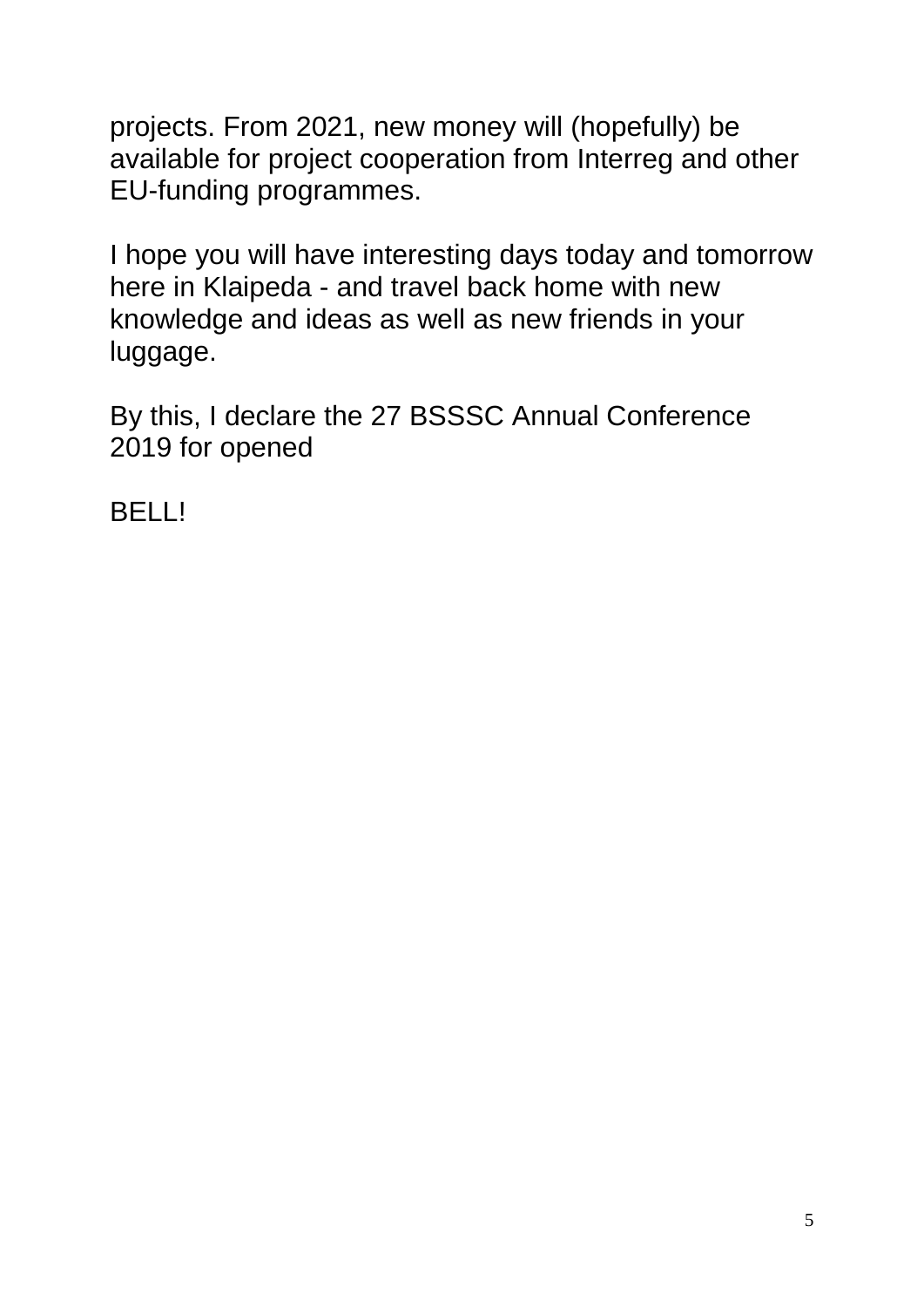projects. From 2021, new money will (hopefully) be available for project cooperation from Interreg and other EU-funding programmes.

I hope you will have interesting days today and tomorrow here in Klaipeda - and travel back home with new knowledge and ideas as well as new friends in your luggage.

By this, I declare the 27 BSSSC Annual Conference 2019 for opened

BELL!